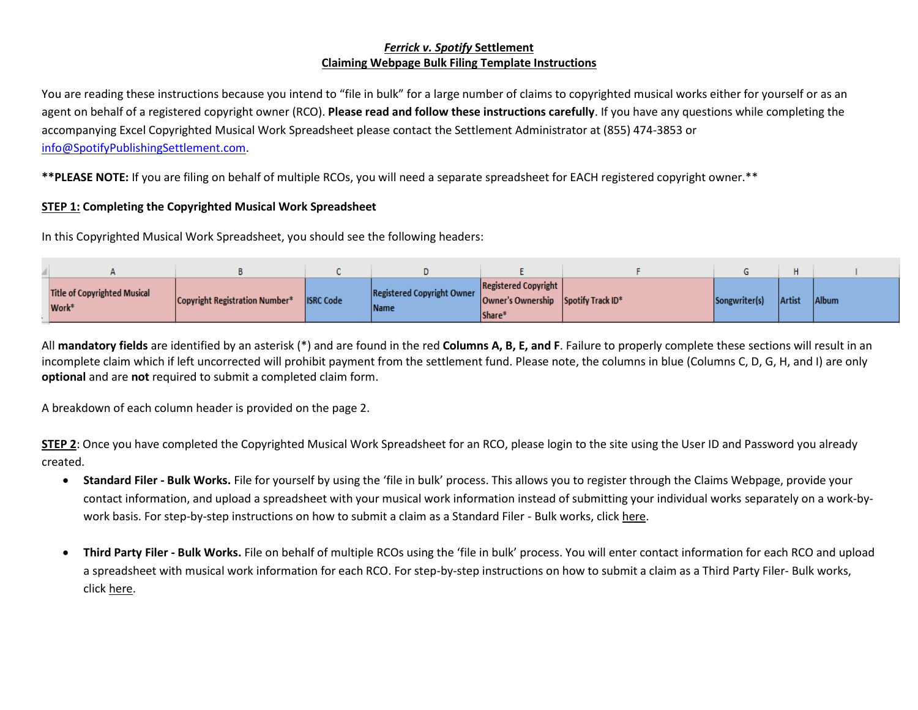## ***Ferrick v. Spotify* Settlement**
## **Claiming Webpage Bulk Filing Template Instructions**

You are reading these instructions because you intend to "file in bulk" for a large number of claims to copyrighted musical works either for yourself or as an agent on behalf of a registered copyright owner (RCO). **Please read and follow these instructions carefully**. If you have any questions while completing the accompanying Excel Copyrighted Musical Work Spreadsheet please contact the Settlement Administrator at (855) 474-3853 or info@SpotifyPublishingSettlement.com.

****PLEASE NOTE:** If you are filing on behalf of multiple RCOs, you will need a separate spreadsheet for EACH registered copyright owner.**

**STEP 1: Completing the Copyrighted Musical Work Spreadsheet**

In this Copyrighted Musical Work Spreadsheet, you should see the following headers:

| A | B | C | D | E | F | G | H | I |
|---|---|---|---|---|---|---|---|---|
| Title of Copyrighted Musical Work* | Copyright Registration Number* | ISRC Code | Registered Copyright Owner Name | Registered Copyright Owner's Ownership Share* | Spotify Track ID* | Songwriter(s) | Artist | Album |

All **mandatory fields** are identified by an asterisk (*) and are found in the red **Columns A, B, E, and F**. Failure to properly complete these sections will result in an incomplete claim which if left uncorrected will prohibit payment from the settlement fund. Please note, the columns in blue (Columns C, D, G, H, and I) are only **optional** and are **not** required to submit a completed claim form.

A breakdown of each column header is provided on the page 2.

**STEP 2**: Once you have completed the Copyrighted Musical Work Spreadsheet for an RCO, please login to the site using the User ID and Password you already created.

- **Standard Filer - Bulk Works.** File for yourself by using the 'file in bulk' process. This allows you to register through the Claims Webpage, provide your contact information, and upload a spreadsheet with your musical work information instead of submitting your individual works separately on a work-by-work basis. For step-by-step instructions on how to submit a claim as a Standard Filer - Bulk works, click here.

- **Third Party Filer - Bulk Works.** File on behalf of multiple RCOs using the 'file in bulk' process. You will enter contact information for each RCO and upload a spreadsheet with musical work information for each RCO. For step-by-step instructions on how to submit a claim as a Third Party Filer- Bulk works, click here.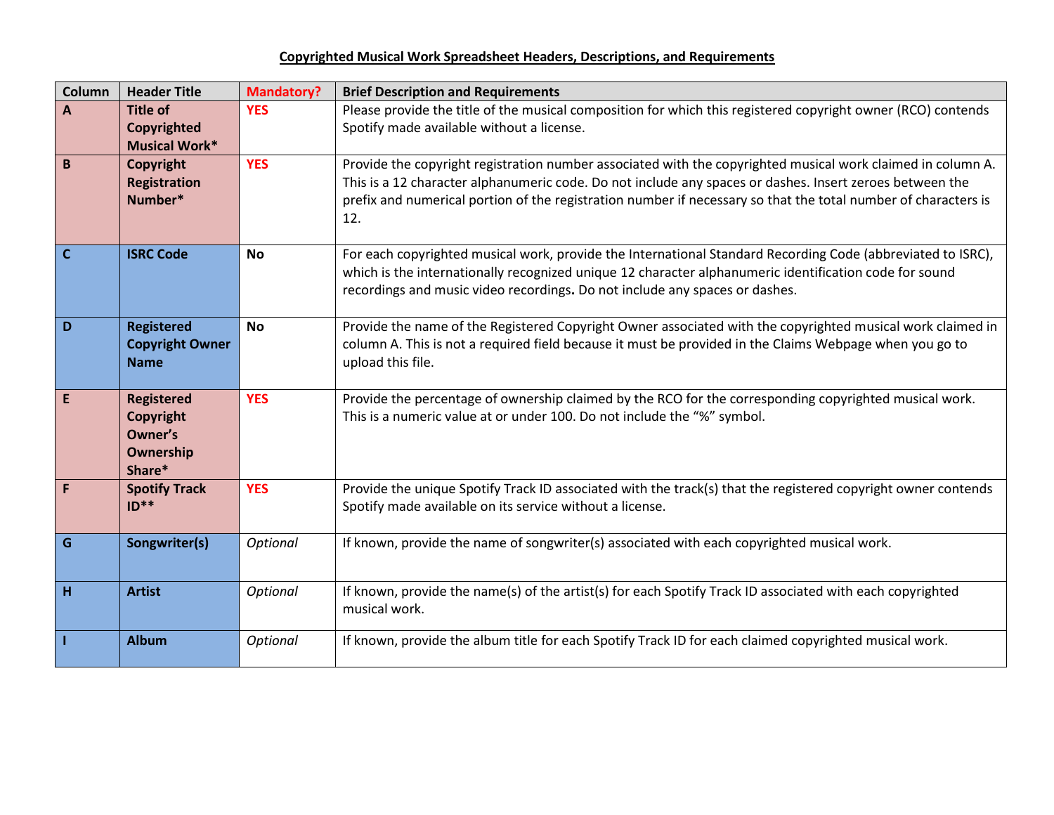**Copyrighted Musical Work Spreadsheet Headers, Descriptions, and Requirements**

| Column | Header Title | Mandatory? | Brief Description and Requirements |
|---|---|---|---|
| A | **Title of Copyrighted Musical Work*** | **YES** | Please provide the title of the musical composition for which this registered copyright owner (RCO) contends Spotify made available without a license. |
| B | **Copyright Registration Number*** | **YES** | Provide the copyright registration number associated with the copyrighted musical work claimed in column A. This is a 12 character alphanumeric code. Do not include any spaces or dashes. Insert zeroes between the prefix and numerical portion of the registration number if necessary so that the total number of characters is 12. |
| C | **ISRC Code** | **No** | For each copyrighted musical work, provide the International Standard Recording Code (abbreviated to ISRC), which is the internationally recognized unique 12 character alphanumeric identification code for sound recordings and music video recordings. Do not include any spaces or dashes. |
| D | **Registered Copyright Owner Name** | **No** | Provide the name of the Registered Copyright Owner associated with the copyrighted musical work claimed in column A. This is not a required field because it must be provided in the Claims Webpage when you go to upload this file. |
| E | **Registered Copyright Owner's Ownership Share*** | **YES** | Provide the percentage of ownership claimed by the RCO for the corresponding copyrighted musical work. This is a numeric value at or under 100. Do not include the "%" symbol. |
| F | **Spotify Track ID**** | **YES** | Provide the unique Spotify Track ID associated with the track(s) that the registered copyright owner contends Spotify made available on its service without a license. |
| G | **Songwriter(s)** | *Optional* | If known, provide the name of songwriter(s) associated with each copyrighted musical work. |
| H | **Artist** | *Optional* | If known, provide the name(s) of the artist(s) for each Spotify Track ID associated with each copyrighted musical work. |
| I | **Album** | *Optional* | If known, provide the album title for each Spotify Track ID for each claimed copyrighted musical work. |